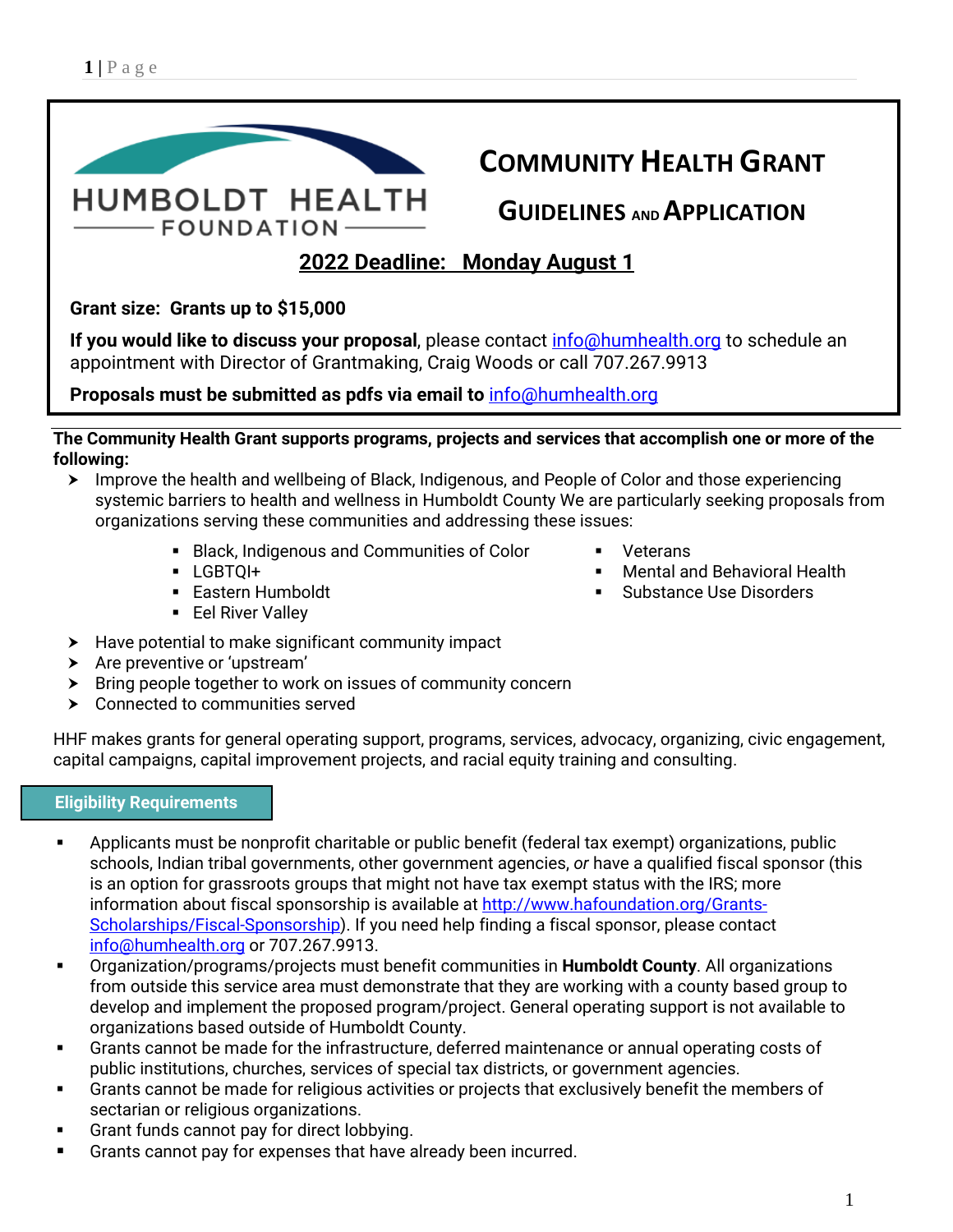HUMBOLDT HEALTH FOUNDATION

# Community Health Grant

## Guidelines and Application

**2022 Deadline: Monday August 1**

**Grant size: Grants up to $15,000**

**If you would like to discuss your proposal**, please contact info@humhealth.org to schedule an appointment with Director of Grantmaking, Craig Woods or call 707.267.9913

**Proposals must be submitted as pdfs via email to** info@humhealth.org

**The Community Health Grant supports programs, projects and services that accomplish one or more of the following:**

- Improve the health and wellbeing of Black, Indigenous, and People of Color and those experiencing systemic barriers to health and wellness in Humboldt County We are particularly seeking proposals from organizations serving these communities and addressing these issues:
  - Black, Indigenous and Communities of Color
  - LGBTQI+
  - Eastern Humboldt
  - Eel River Valley
  - Veterans
  - Mental and Behavioral Health
  - Substance Use Disorders
- Have potential to make significant community impact
- Are preventive or 'upstream'
- Bring people together to work on issues of community concern
- Connected to communities served

HHF makes grants for general operating support, programs, services, advocacy, organizing, civic engagement, capital campaigns, capital improvement projects, and racial equity training and consulting.

## Eligibility Requirements

- Applicants must be nonprofit charitable or public benefit (federal tax exempt) organizations, public schools, Indian tribal governments, other government agencies, *or* have a qualified fiscal sponsor (this is an option for grassroots groups that might not have tax exempt status with the IRS; more information about fiscal sponsorship is available at http://www.hafoundation.org/Grants-Scholarships/Fiscal-Sponsorship). If you need help finding a fiscal sponsor, please contact info@humhealth.org or 707.267.9913.
- Organization/programs/projects must benefit communities in **Humboldt County**. All organizations from outside this service area must demonstrate that they are working with a county based group to develop and implement the proposed program/project. General operating support is not available to organizations based outside of Humboldt County.
- Grants cannot be made for the infrastructure, deferred maintenance or annual operating costs of public institutions, churches, services of special tax districts, or government agencies.
- Grants cannot be made for religious activities or projects that exclusively benefit the members of sectarian or religious organizations.
- Grant funds cannot pay for direct lobbying.
- Grants cannot pay for expenses that have already been incurred.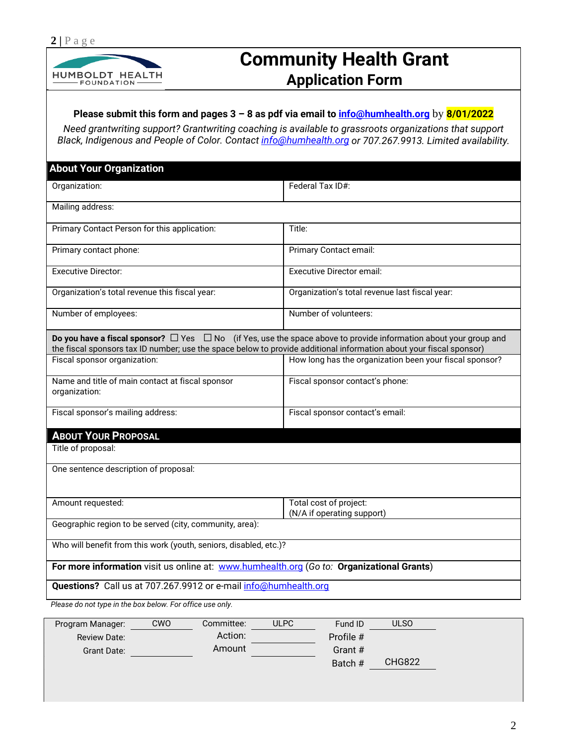HUMBOLDT HEALTH FOUNDATION

# Community Health Grant
## Application Form

**Please submit this form and pages 3 – 8 as pdf via email to info@humhealth.org** by **8/01/2022**

*Need grantwriting support? Grantwriting coaching is available to grassroots organizations that support Black, Indigenous and People of Color. Contact info@humhealth.org or 707.267.9913. Limited availability.*

| **About Your Organization** | |
|---|---|
| Organization: | Federal Tax ID#: |
| Mailing address: | |
| Primary Contact Person for this application: | Title: |
| Primary contact phone: | Primary Contact email: |
| Executive Director: | Executive Director email: |
| Organization's total revenue this fiscal year: | Organization's total revenue last fiscal year: |
| Number of employees: | Number of volunteers: |
| **Do you have a fiscal sponsor?** ☐ Yes ☐ No (if Yes, use the space above to provide information about your group and the fiscal sponsors tax ID number; use the space below to provide additional information about your fiscal sponsor) | |
| Fiscal sponsor organization: | How long has the organization been your fiscal sponsor? |
| Name and title of main contact at fiscal sponsor organization: | Fiscal sponsor contact's phone: |
| Fiscal sponsor's mailing address: | Fiscal sponsor contact's email: |

| **About Your Proposal** | |
|---|---|
| Title of proposal: | |
| One sentence description of proposal: | |
| Amount requested: | Total cost of project: (N/A if operating support) |
| Geographic region to be served (city, community, area): | |
| Who will benefit from this work (youth, seniors, disabled, etc.)? | |
| **For more information** visit us online at: www.humhealth.org (*Go to:* **Organizational Grants**) | |
| **Questions?** Call us at 707.267.9912 or e-mail info@humhealth.org | |

*Please do not type in the box below. For office use only.*

| | | | | | |
|---|---|---|---|---|---|
| Program Manager: | CWO | Committee: | ULPC | Fund ID | ULSO |
| Review Date: | | Action: | | Profile # | |
| Grant Date: | | Amount | | Grant # | |
| | | | | Batch # | CHG822 |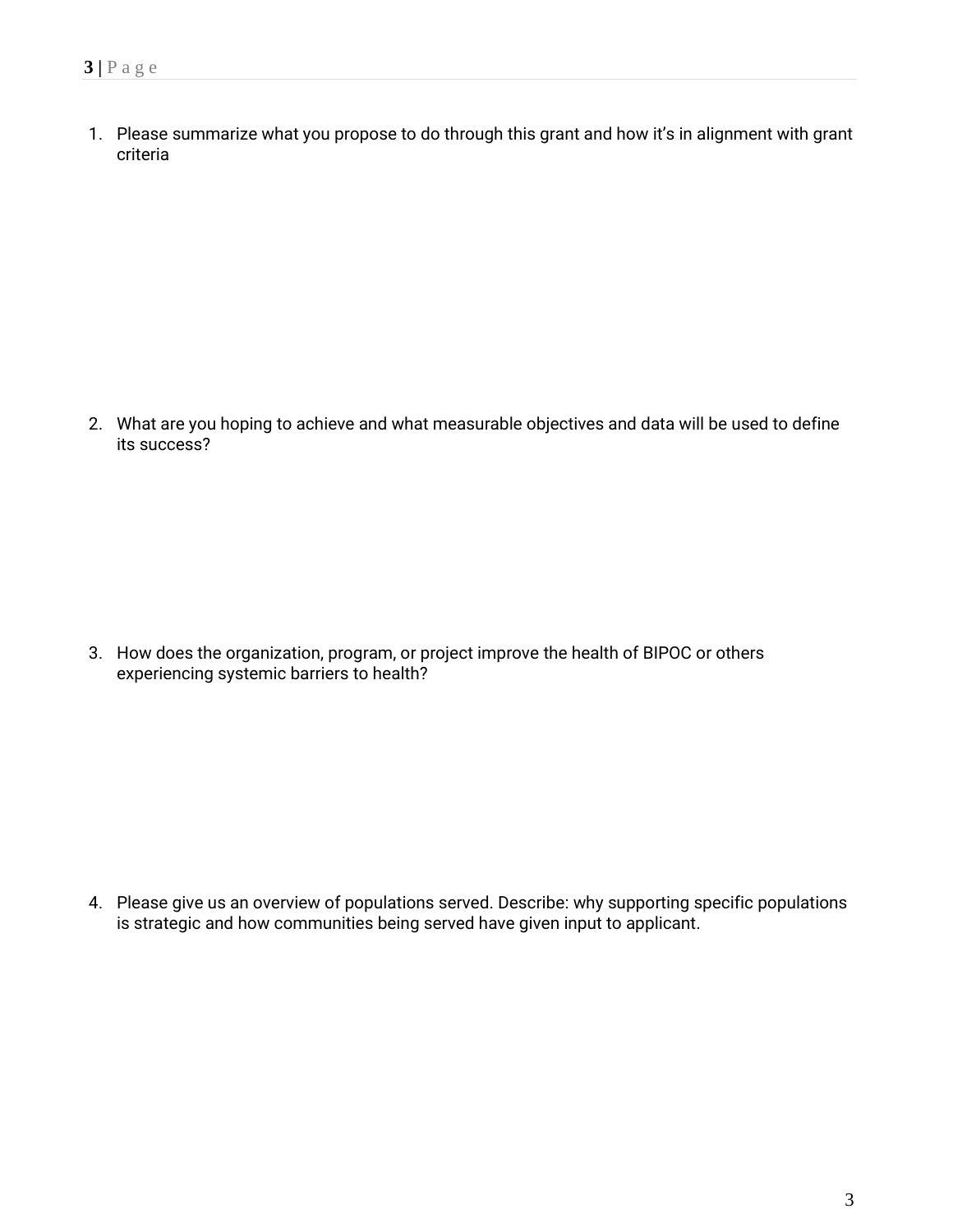1. Please summarize what you propose to do through this grant and how it’s in alignment with grant criteria

2. What are you hoping to achieve and what measurable objectives and data will be used to define its success?

3. How does the organization, program, or project improve the health of BIPOC or others experiencing systemic barriers to health?

4. Please give us an overview of populations served. Describe: why supporting specific populations is strategic and how communities being served have given input to applicant.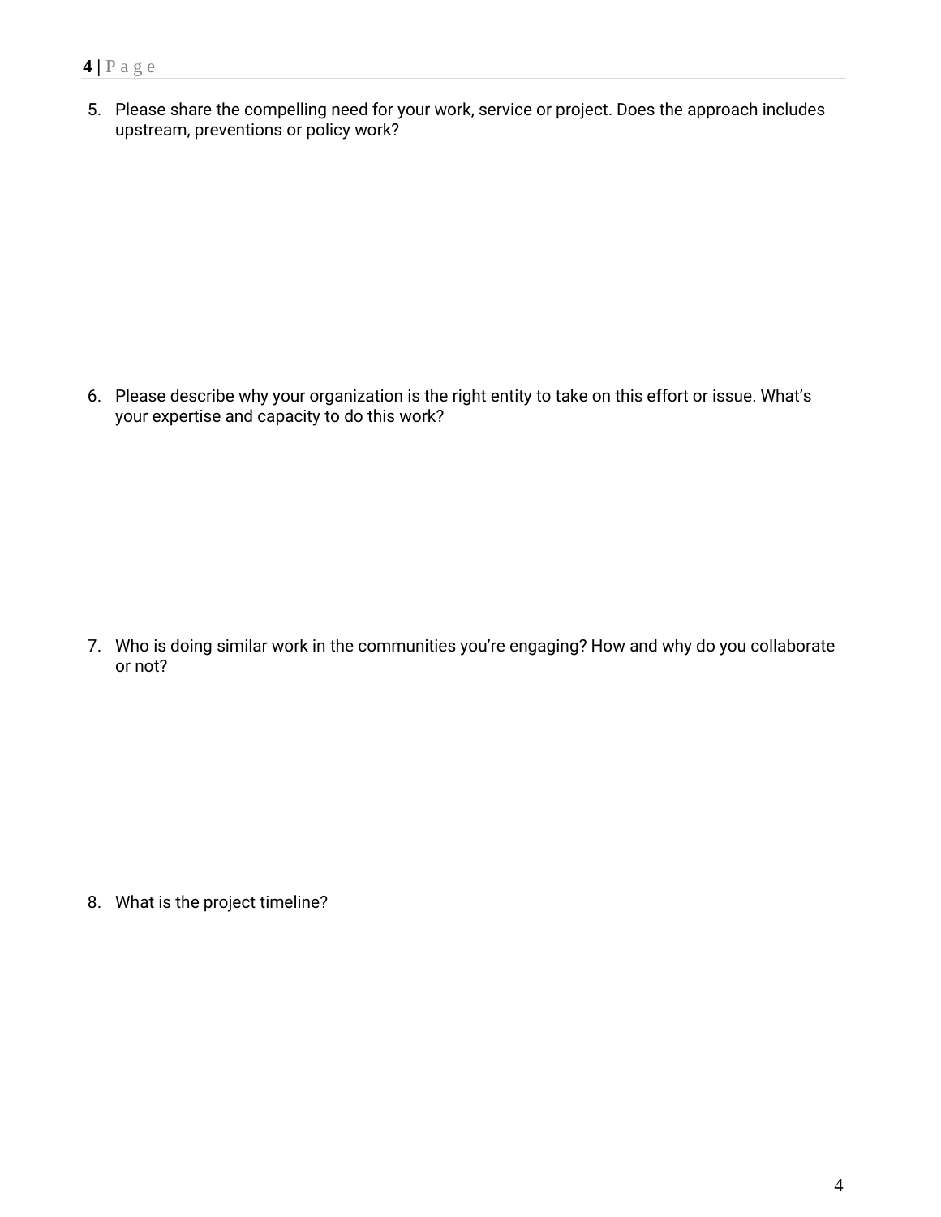5. Please share the compelling need for your work, service or project. Does the approach includes upstream, preventions or policy work?

6. Please describe why your organization is the right entity to take on this effort or issue. What's your expertise and capacity to do this work?

7. Who is doing similar work in the communities you're engaging? How and why do you collaborate or not?

8. What is the project timeline?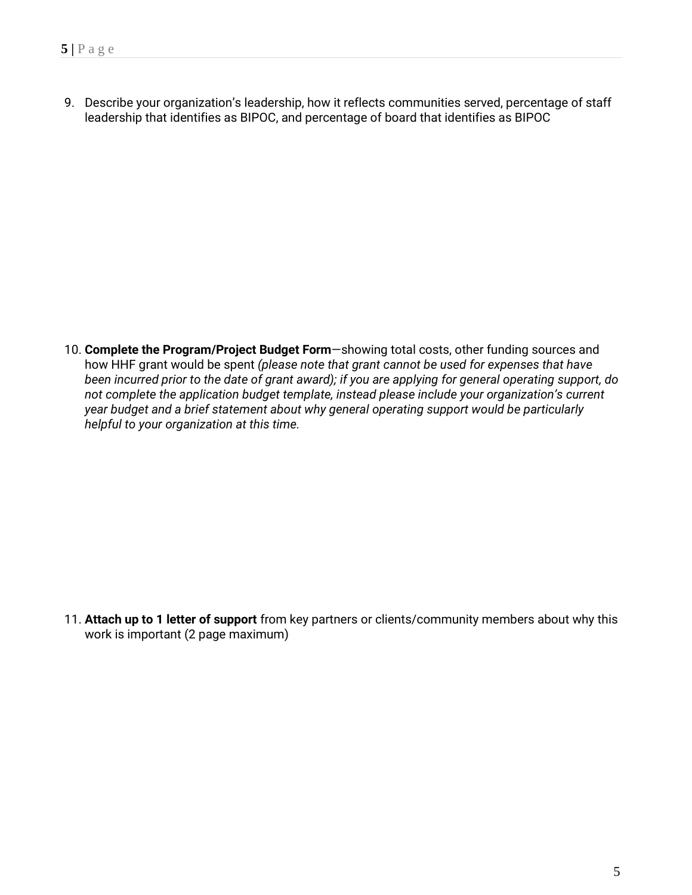9. Describe your organization's leadership, how it reflects communities served, percentage of staff leadership that identifies as BIPOC, and percentage of board that identifies as BIPOC

10. **Complete the Program/Project Budget Form**—showing total costs, other funding sources and how HHF grant would be spent *(please note that grant cannot be used for expenses that have been incurred prior to the date of grant award); if you are applying for general operating support, do not complete the application budget template, instead please include your organization's current year budget and a brief statement about why general operating support would be particularly helpful to your organization at this time.*

11. **Attach up to 1 letter of support** from key partners or clients/community members about why this work is important (2 page maximum)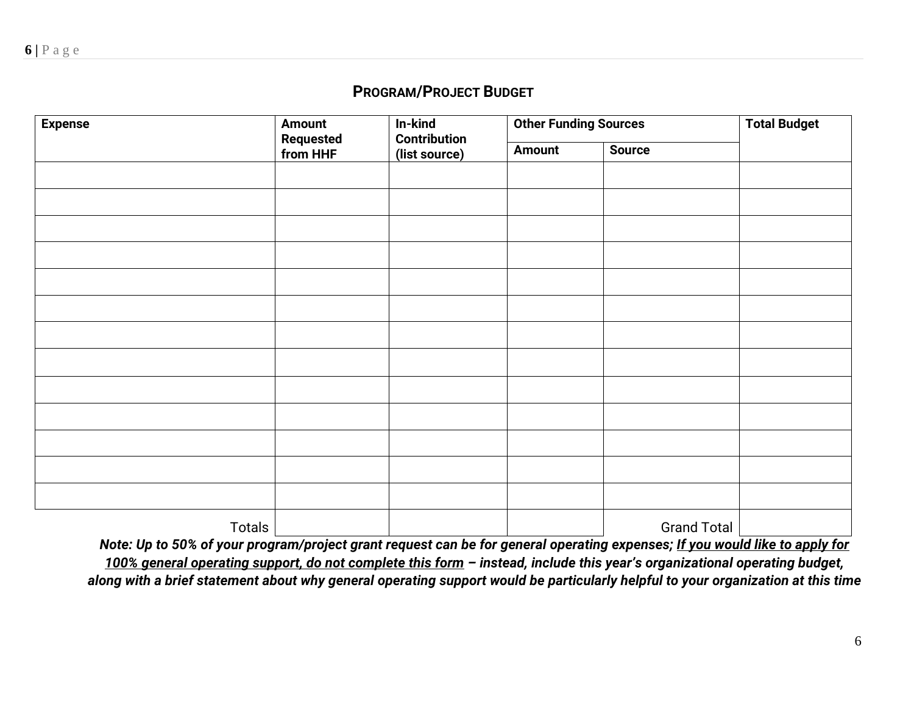## PROGRAM/PROJECT BUDGET

| Expense | Amount Requested from HHF | In-kind Contribution (list source) | Other Funding Sources | | Total Budget |
|---|---|---|---|---|---|
| | | | Amount | Source | |
| | | | | | |
| | | | | | |
| | | | | | |
| | | | | | |
| | | | | | |
| | | | | | |
| | | | | | |
| | | | | | |
| | | | | | |
| | | | | | |
| | | | | | |
| | | | | | |
| | | | | | |
| Totals | | | | Grand Total | |

***Note: Up to 50% of your program/project grant request can be for general operating expenses; <u>If you would like to apply for 100% general operating support, do not complete this form</u> – instead, include this year's organizational operating budget, along with a brief statement about why general operating support would be particularly helpful to your organization at this time***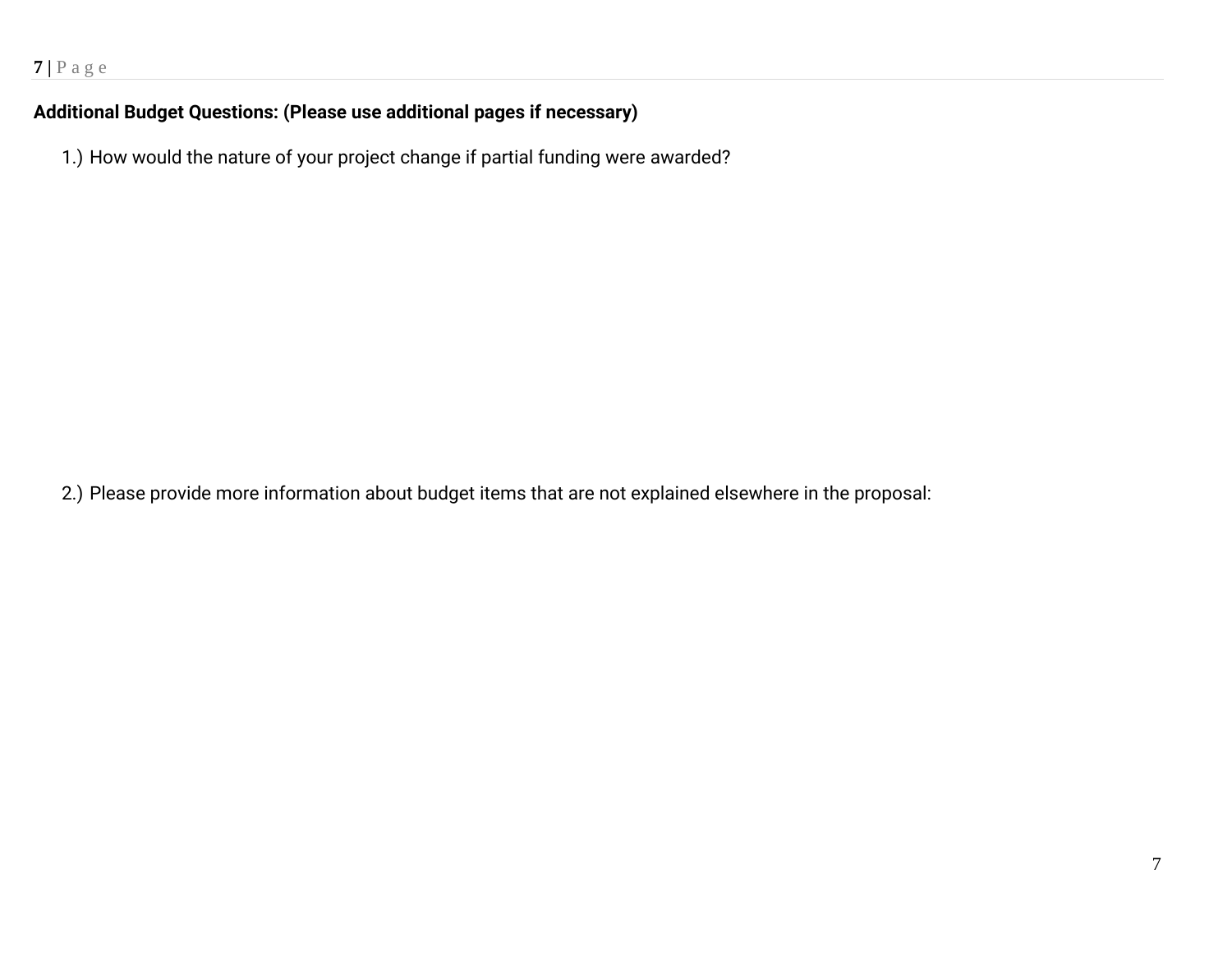**Additional Budget Questions: (Please use additional pages if necessary)**

1.) How would the nature of your project change if partial funding were awarded?

2.) Please provide more information about budget items that are not explained elsewhere in the proposal: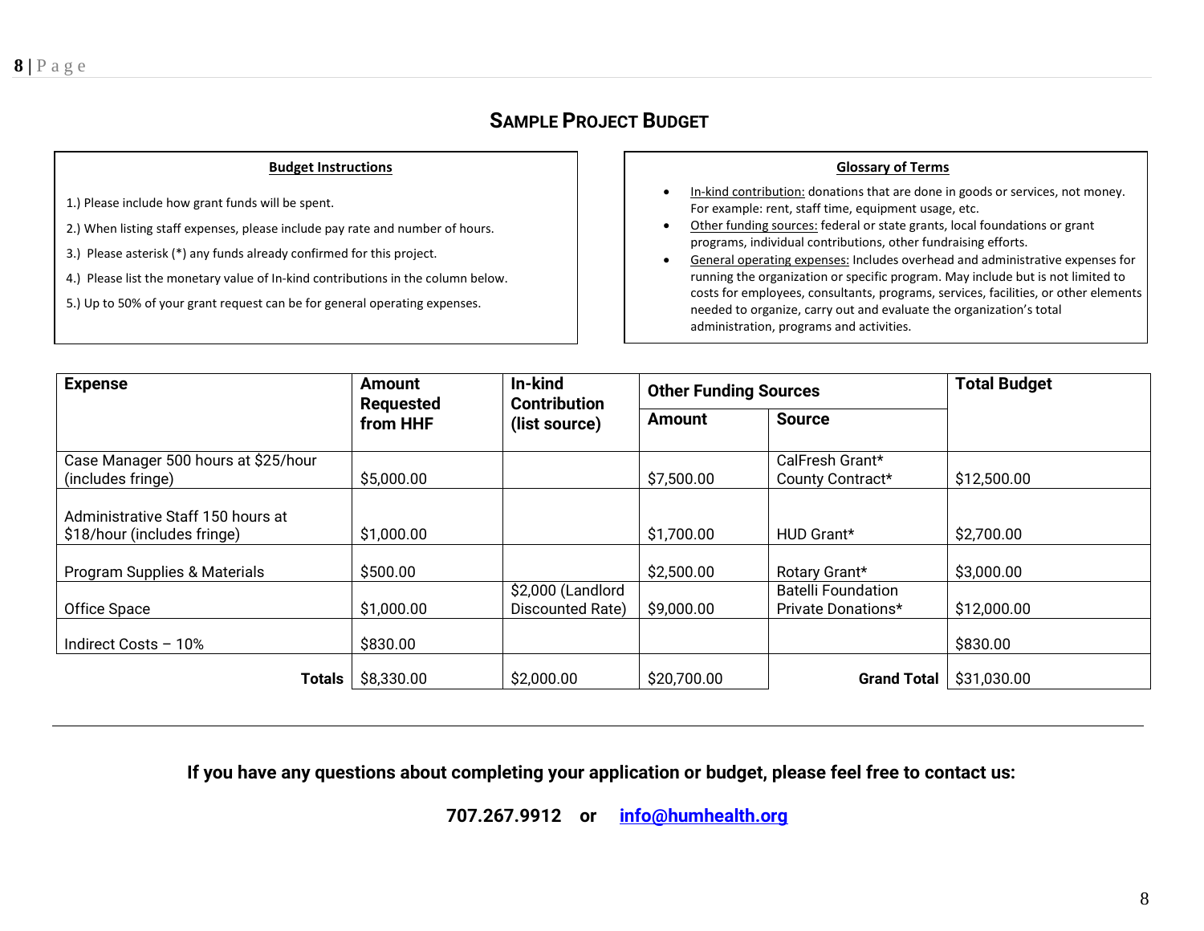## SAMPLE PROJECT BUDGET

**Budget Instructions**

1.) Please include how grant funds will be spent.

2.) When listing staff expenses, please include pay rate and number of hours.

3.) Please asterisk (*) any funds already confirmed for this project.

4.) Please list the monetary value of In-kind contributions in the column below.

5.) Up to 50% of your grant request can be for general operating expenses.

**Glossary of Terms**

- In-kind contribution: donations that are done in goods or services, not money. For example: rent, staff time, equipment usage, etc.
- Other funding sources: federal or state grants, local foundations or grant programs, individual contributions, other fundraising efforts.
- General operating expenses: Includes overhead and administrative expenses for running the organization or specific program. May include but is not limited to costs for employees, consultants, programs, services, facilities, or other elements needed to organize, carry out and evaluate the organization's total administration, programs and activities.

| Expense | Amount Requested from HHF | In-kind Contribution (list source) | Other Funding Sources | | Total Budget |
|---|---|---|---|---|---|
| | | | Amount | Source | |
| Case Manager 500 hours at $25/hour (includes fringe) | $5,000.00 | | $7,500.00 | CalFresh Grant* County Contract* | $12,500.00 |
| Administrative Staff 150 hours at $18/hour (includes fringe) | $1,000.00 | | $1,700.00 | HUD Grant* | $2,700.00 |
| Program Supplies & Materials | $500.00 | | $2,500.00 | Rotary Grant* | $3,000.00 |
| Office Space | $1,000.00 | $2,000 (Landlord Discounted Rate) | $9,000.00 | Batelli Foundation Private Donations* | $12,000.00 |
| Indirect Costs – 10% | $830.00 | | | | $830.00 |
| **Totals** | $8,330.00 | $2,000.00 | $20,700.00 | **Grand Total** | $31,030.00 |

---

**If you have any questions about completing your application or budget, please feel free to contact us:**

**707.267.9912 or [info@humhealth.org](mailto:info@humhealth.org)**